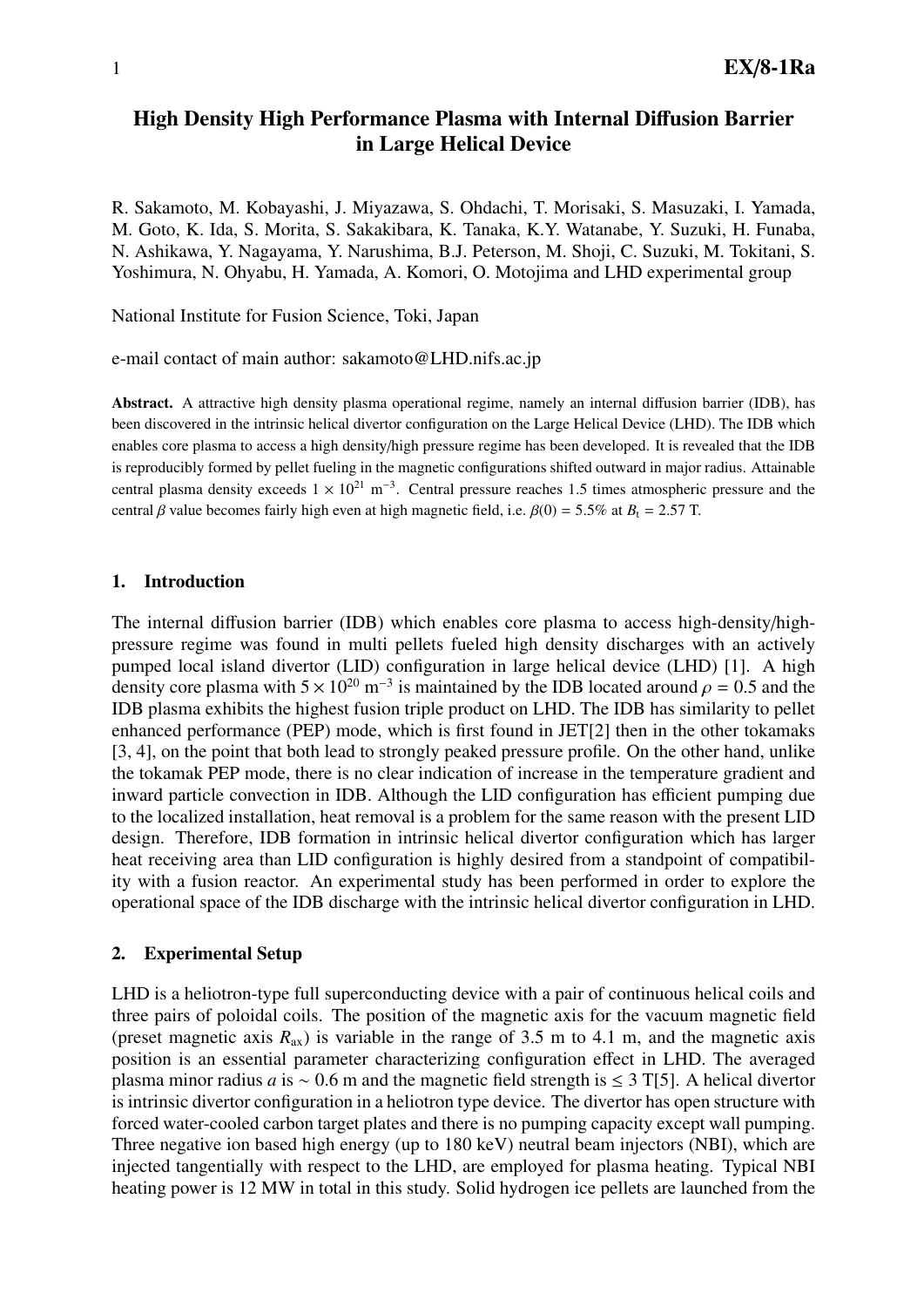# High Density High Performance Plasma with Internal Diffusion Barrier in Large Helical Device

R. Sakamoto, M. Kobayashi, J. Miyazawa, S. Ohdachi, T. Morisaki, S. Masuzaki, I. Yamada, M. Goto, K. Ida, S. Morita, S. Sakakibara, K. Tanaka, K.Y. Watanabe, Y. Suzuki, H. Funaba, N. Ashikawa, Y. Nagayama, Y. Narushima, B.J. Peterson, M. Shoji, C. Suzuki, M. Tokitani, S. Yoshimura, N. Ohyabu, H. Yamada, A. Komori, O. Motojima and LHD experimental group

National Institute for Fusion Science, Toki, Japan

e-mail contact of main author: sakamoto@LHD.nifs.ac.jp

**Abstract.** A attractive high density plasma operational regime, namely an internal diffusion barrier (IDB), has been discovered in the intrinsic helical divertor configuration on the Large Helical Device (LHD). The IDB which enables core plasma to access a high density/high pressure regime has been developed. It is revealed that the IDB is reproducibly formed by pellet fueling in the magnetic configurations shifted outward in major radius. Attainable central plasma density exceeds $1 \times 10^{21}$ m$^{-3}$. Central pressure reaches 1.5 times atmospheric pressure and the central $\beta$ value becomes fairly high even at high magnetic field, i.e. $\beta(0) = 5.5\%$ at $B_t = 2.57$ T.

## 1. Introduction

The internal diffusion barrier (IDB) which enables core plasma to access high-density/high-pressure regime was found in multi pellets fueled high density discharges with an actively pumped local island divertor (LID) configuration in large helical device (LHD) [1]. A high density core plasma with $5 \times 10^{20}$ m$^{-3}$ is maintained by the IDB located around $\rho = 0.5$ and the IDB plasma exhibits the highest fusion triple product on LHD. The IDB has similarity to pellet enhanced performance (PEP) mode, which is first found in JET[2] then in the other tokamaks [3, 4], on the point that both lead to strongly peaked pressure profile. On the other hand, unlike the tokamak PEP mode, there is no clear indication of increase in the temperature gradient and inward particle convection in IDB. Although the LID configuration has efficient pumping due to the localized installation, heat removal is a problem for the same reason with the present LID design. Therefore, IDB formation in intrinsic helical divertor configuration which has larger heat receiving area than LID configuration is highly desired from a standpoint of compatibility with a fusion reactor. An experimental study has been performed in order to explore the operational space of the IDB discharge with the intrinsic helical divertor configuration in LHD.

## 2. Experimental Setup

LHD is a heliotron-type full superconducting device with a pair of continuous helical coils and three pairs of poloidal coils. The position of the magnetic axis for the vacuum magnetic field (preset magnetic axis $R_{ax}$) is variable in the range of 3.5 m to 4.1 m, and the magnetic axis position is an essential parameter characterizing configuration effect in LHD. The averaged plasma minor radius $a$ is ~ 0.6 m and the magnetic field strength is $\leq 3$ T[5]. A helical divertor is intrinsic divertor configuration in a heliotron type device. The divertor has open structure with forced water-cooled carbon target plates and there is no pumping capacity except wall pumping. Three negative ion based high energy (up to 180 keV) neutral beam injectors (NBI), which are injected tangentially with respect to the LHD, are employed for plasma heating. Typical NBI heating power is 12 MW in total in this study. Solid hydrogen ice pellets are launched from the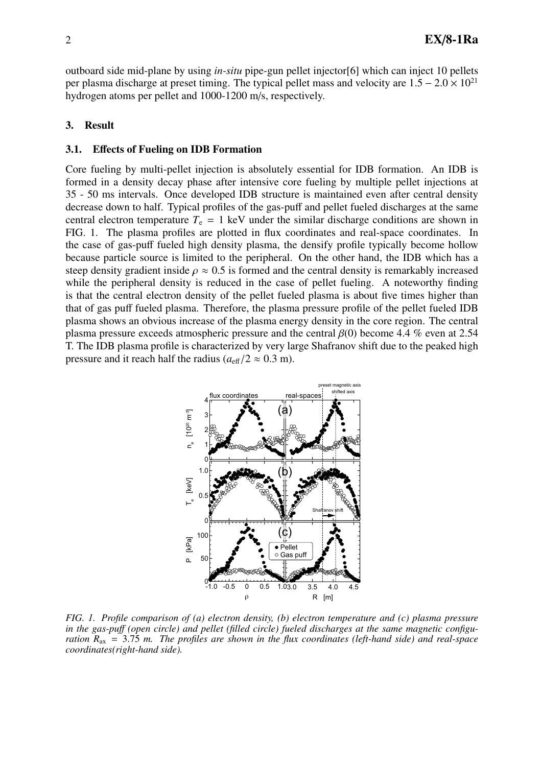outboard side mid-plane by using *in-situ* pipe-gun pellet injector[6] which can inject 10 pellets per plasma discharge at preset timing. The typical pellet mass and velocity are $1.5-2.0\times10^{21}$ hydrogen atoms per pellet and 1000-1200 m/s, respectively.

## 3. Result

### 3.1. Effects of Fueling on IDB Formation

Core fueling by multi-pellet injection is absolutely essential for IDB formation. An IDB is formed in a density decay phase after intensive core fueling by multiple pellet injections at 35 - 50 ms intervals. Once developed IDB structure is maintained even after central density decrease down to half. Typical profiles of the gas-puff and pellet fueled discharges at the same central electron temperature $T_e = 1$ keV under the similar discharge conditions are shown in FIG. 1. The plasma profiles are plotted in flux coordinates and real-space coordinates. In the case of gas-puff fueled high density plasma, the densify profile typically become hollow because particle source is limited to the peripheral. On the other hand, the IDB which has a steep density gradient inside $\rho \approx 0.5$ is formed and the central density is remarkably increased while the peripheral density is reduced in the case of pellet fueling. A noteworthy finding is that the central electron density of the pellet fueled plasma is about five times higher than that of gas puff fueled plasma. Therefore, the plasma pressure profile of the pellet fueled IDB plasma shows an obvious increase of the plasma energy density in the core region. The central plasma pressure exceeds atmospheric pressure and the central $\beta(0)$ become 4.4 % even at 2.54 T. The IDB plasma profile is characterized by very large Shafranov shift due to the peaked high pressure and it reach half the radius ($a_{\rm eff}/2 \approx 0.3$ m).

*FIG. 1. Profile comparison of (a) electron density, (b) electron temperature and (c) plasma pressure in the gas-puff (open circle) and pellet (filled circle) fueled discharges at the same magnetic configuration $R_{\rm ax} = 3.75$ m. The profiles are shown in the flux coordinates (left-hand side) and real-space coordinates(right-hand side).*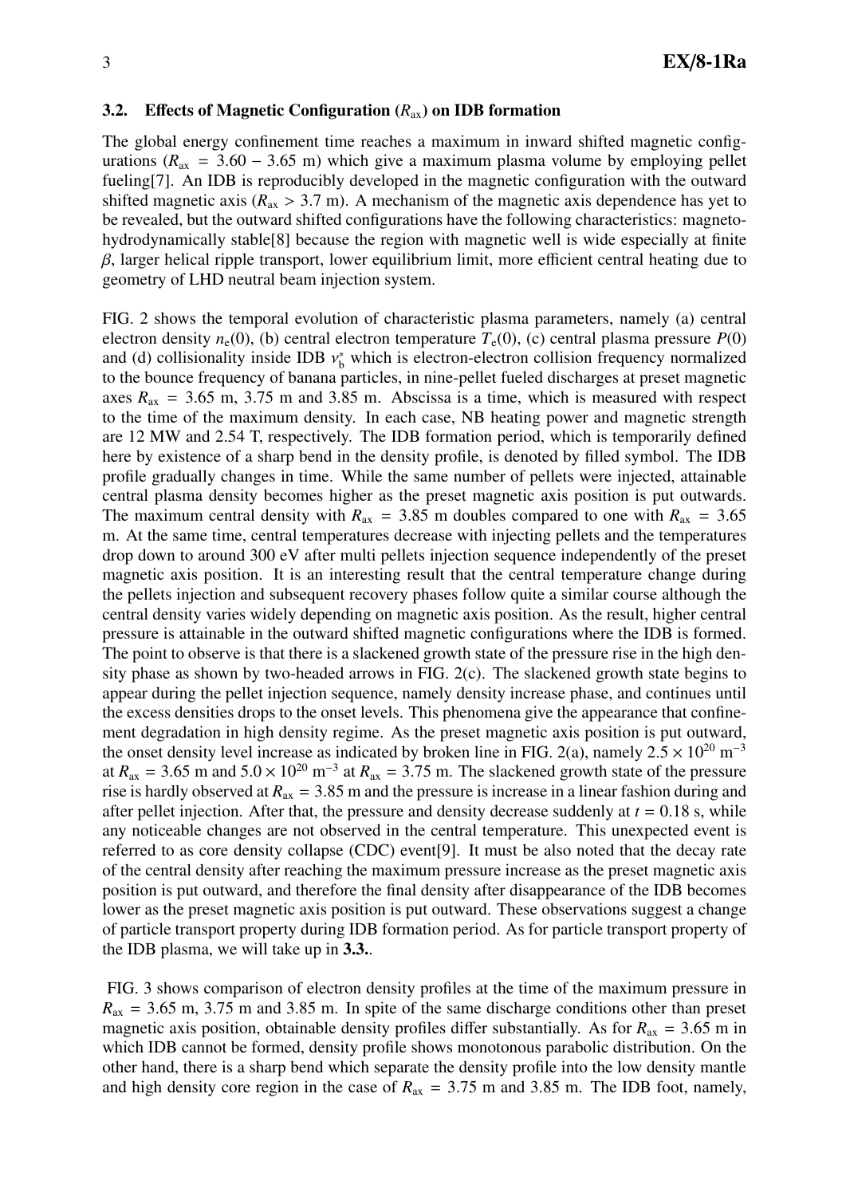### 3.2. Effects of Magnetic Configuration ($R_{ax}$) on IDB formation

The global energy confinement time reaches a maximum in inward shifted magnetic configurations ($R_{ax}$ = 3.60 − 3.65 m) which give a maximum plasma volume by employing pellet fueling[7]. An IDB is reproducibly developed in the magnetic configuration with the outward shifted magnetic axis ($R_{ax}$ > 3.7 m). A mechanism of the magnetic axis dependence has yet to be revealed, but the outward shifted configurations have the following characteristics: magnetohydrodynamically stable[8] because the region with magnetic well is wide especially at finite $\beta$, larger helical ripple transport, lower equilibrium limit, more efficient central heating due to geometry of LHD neutral beam injection system.

FIG. 2 shows the temporal evolution of characteristic plasma parameters, namely (a) central electron density $n_e(0)$, (b) central electron temperature $T_e(0)$, (c) central plasma pressure $P(0)$ and (d) collisionality inside IDB $\nu_b^*$ which is electron-electron collision frequency normalized to the bounce frequency of banana particles, in nine-pellet fueled discharges at preset magnetic axes $R_{ax}$ = 3.65 m, 3.75 m and 3.85 m. Abscissa is a time, which is measured with respect to the time of the maximum density. In each case, NB heating power and magnetic strength are 12 MW and 2.54 T, respectively. The IDB formation period, which is temporarily defined here by existence of a sharp bend in the density profile, is denoted by filled symbol. The IDB profile gradually changes in time. While the same number of pellets were injected, attainable central plasma density becomes higher as the preset magnetic axis position is put outwards. The maximum central density with $R_{ax}$ = 3.85 m doubles compared to one with $R_{ax}$ = 3.65 m. At the same time, central temperatures decrease with injecting pellets and the temperatures drop down to around 300 eV after multi pellets injection sequence independently of the preset magnetic axis position. It is an interesting result that the central temperature change during the pellets injection and subsequent recovery phases follow quite a similar course although the central density varies widely depending on magnetic axis position. As the result, higher central pressure is attainable in the outward shifted magnetic configurations where the IDB is formed. The point to observe is that there is a slackened growth state of the pressure rise in the high density phase as shown by two-headed arrows in FIG. 2(c). The slackened growth state begins to appear during the pellet injection sequence, namely density increase phase, and continues until the excess densities drops to the onset levels. This phenomena give the appearance that confinement degradation in high density regime. As the preset magnetic axis position is put outward, the onset density level increase as indicated by broken line in FIG. 2(a), namely $2.5 \times 10^{20}$ m$^{-3}$ at $R_{ax}$ = 3.65 m and $5.0 \times 10^{20}$ m$^{-3}$ at $R_{ax}$ = 3.75 m. The slackened growth state of the pressure rise is hardly observed at $R_{ax}$ = 3.85 m and the pressure is increase in a linear fashion during and after pellet injection. After that, the pressure and density decrease suddenly at $t$ = 0.18 s, while any noticeable changes are not observed in the central temperature. This unexpected event is referred to as core density collapse (CDC) event[9]. It must be also noted that the decay rate of the central density after reaching the maximum pressure increase as the preset magnetic axis position is put outward, and therefore the final density after disappearance of the IDB becomes lower as the preset magnetic axis position is put outward. These observations suggest a change of particle transport property during IDB formation period. As for particle transport property of the IDB plasma, we will take up in **3.3.**.

FIG. 3 shows comparison of electron density profiles at the time of the maximum pressure in $R_{ax}$ = 3.65 m, 3.75 m and 3.85 m. In spite of the same discharge conditions other than preset magnetic axis position, obtainable density profiles differ substantially. As for $R_{ax}$ = 3.65 m in which IDB cannot be formed, density profile shows monotonous parabolic distribution. On the other hand, there is a sharp bend which separate the density profile into the low density mantle and high density core region in the case of $R_{ax}$ = 3.75 m and 3.85 m. The IDB foot, namely,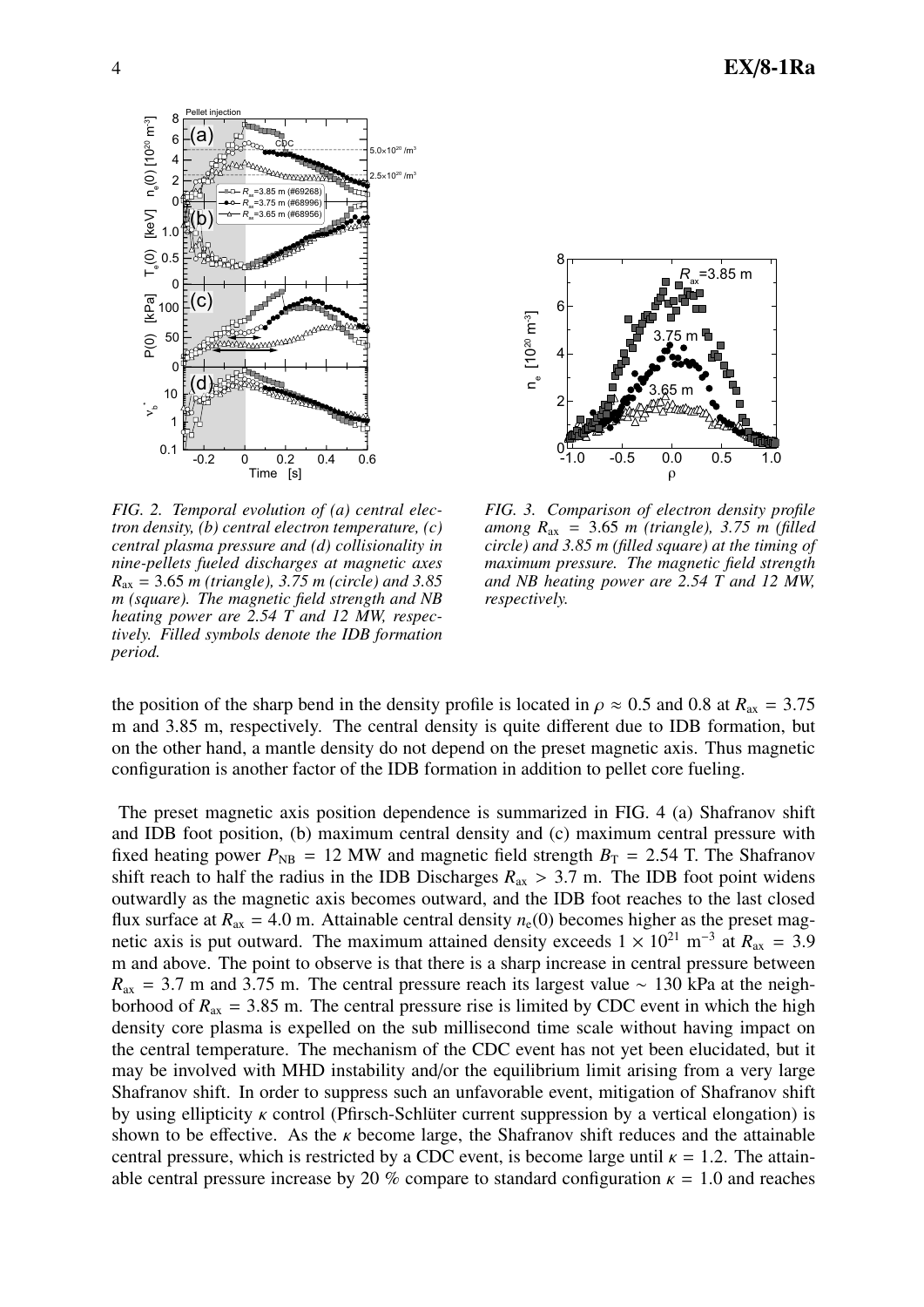*FIG. 2. Temporal evolution of (a) central electron density, (b) central electron temperature, (c) central plasma pressure and (d) collisionality in nine-pellets fueled discharges at magnetic axes $R_{ax} = 3.65$ m (triangle), 3.75 m (circle) and 3.85 m (square). The magnetic field strength and NB heating power are 2.54 T and 12 MW, respectively. Filled symbols denote the IDB formation period.*

*FIG. 3. Comparison of electron density profile among $R_{ax} = 3.65$ m (triangle), 3.75 m (filled circle) and 3.85 m (filled square) at the timing of maximum pressure. The magnetic field strength and NB heating power are 2.54 T and 12 MW, respectively.*

the position of the sharp bend in the density profile is located in $\rho \approx 0.5$ and 0.8 at $R_{ax} = 3.75$ m and 3.85 m, respectively. The central density is quite different due to IDB formation, but on the other hand, a mantle density do not depend on the preset magnetic axis. Thus magnetic configuration is another factor of the IDB formation in addition to pellet core fueling.

The preset magnetic axis position dependence is summarized in FIG. 4 (a) Shafranov shift and IDB foot position, (b) maximum central density and (c) maximum central pressure with fixed heating power $P_{NB} = 12$ MW and magnetic field strength $B_T = 2.54$ T. The Shafranov shift reach to half the radius in the IDB Discharges $R_{ax} > 3.7$ m. The IDB foot point widens outwardly as the magnetic axis becomes outward, and the IDB foot reaches to the last closed flux surface at $R_{ax} = 4.0$ m. Attainable central density $n_e(0)$ becomes higher as the preset magnetic axis is put outward. The maximum attained density exceeds $1 \times 10^{21}$ m$^{-3}$ at $R_{ax} = 3.9$ m and above. The point to observe is that there is a sharp increase in central pressure between $R_{ax} = 3.7$ m and 3.75 m. The central pressure reach its largest value $\sim 130$ kPa at the neighborhood of $R_{ax} = 3.85$ m. The central pressure rise is limited by CDC event in which the high density core plasma is expelled on the sub millisecond time scale without having impact on the central temperature. The mechanism of the CDC event has not yet been elucidated, but it may be involved with MHD instability and/or the equilibrium limit arising from a very large Shafranov shift. In order to suppress such an unfavorable event, mitigation of Shafranov shift by using ellipticity $\kappa$ control (Pfirsch-Schlüter current suppression by a vertical elongation) is shown to be effective. As the $\kappa$ become large, the Shafranov shift reduces and the attainable central pressure, which is restricted by a CDC event, is become large until $\kappa = 1.2$. The attainable central pressure increase by 20 % compare to standard configuration $\kappa = 1.0$ and reaches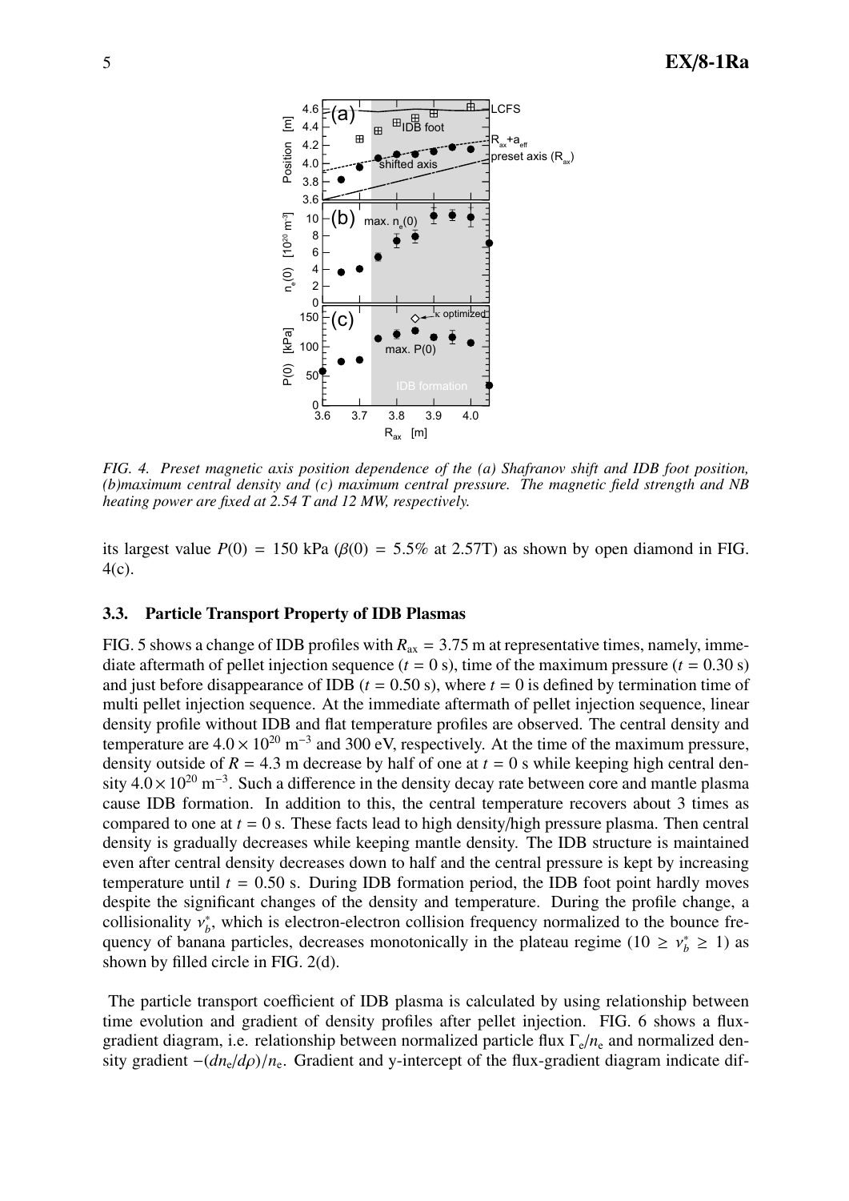*FIG. 4. Preset magnetic axis position dependence of the (a) Shafranov shift and IDB foot position, (b)maximum central density and (c) maximum central pressure. The magnetic field strength and NB heating power are fixed at 2.54 T and 12 MW, respectively.*

its largest value $P(0) = 150$ kPa ($\beta(0) = 5.5\%$ at 2.57T) as shown by open diamond in FIG. 4(c).

### 3.3. Particle Transport Property of IDB Plasmas

FIG. 5 shows a change of IDB profiles with $R_{\mathrm{ax}} = 3.75$ m at representative times, namely, immediate aftermath of pellet injection sequence ($t = 0$ s), time of the maximum pressure ($t = 0.30$ s) and just before disappearance of IDB ($t = 0.50$ s), where $t = 0$ is defined by termination time of multi pellet injection sequence. At the immediate aftermath of pellet injection sequence, linear density profile without IDB and flat temperature profiles are observed. The central density and temperature are $4.0 \times 10^{20}$ m$^{-3}$ and 300 eV, respectively. At the time of the maximum pressure, density outside of $R = 4.3$ m decrease by half of one at $t = 0$ s while keeping high central density $4.0 \times 10^{20}$ m$^{-3}$. Such a difference in the density decay rate between core and mantle plasma cause IDB formation. In addition to this, the central temperature recovers about 3 times as compared to one at $t = 0$ s. These facts lead to high density/high pressure plasma. Then central density is gradually decreases while keeping mantle density. The IDB structure is maintained even after central density decreases down to half and the central pressure is kept by increasing temperature until $t = 0.50$ s. During IDB formation period, the IDB foot point hardly moves despite the significant changes of the density and temperature. During the profile change, a collisionality $\nu_b^*$, which is electron-electron collision frequency normalized to the bounce frequency of banana particles, decreases monotonically in the plateau regime ($10 \geq \nu_b^* \geq 1$) as shown by filled circle in FIG. 2(d).

The particle transport coefficient of IDB plasma is calculated by using relationship between time evolution and gradient of density profiles after pellet injection. FIG. 6 shows a flux-gradient diagram, i.e. relationship between normalized particle flux $\Gamma_e/n_e$ and normalized density gradient $-(dn_e/d\rho)/n_e$. Gradient and y-intercept of the flux-gradient diagram indicate dif-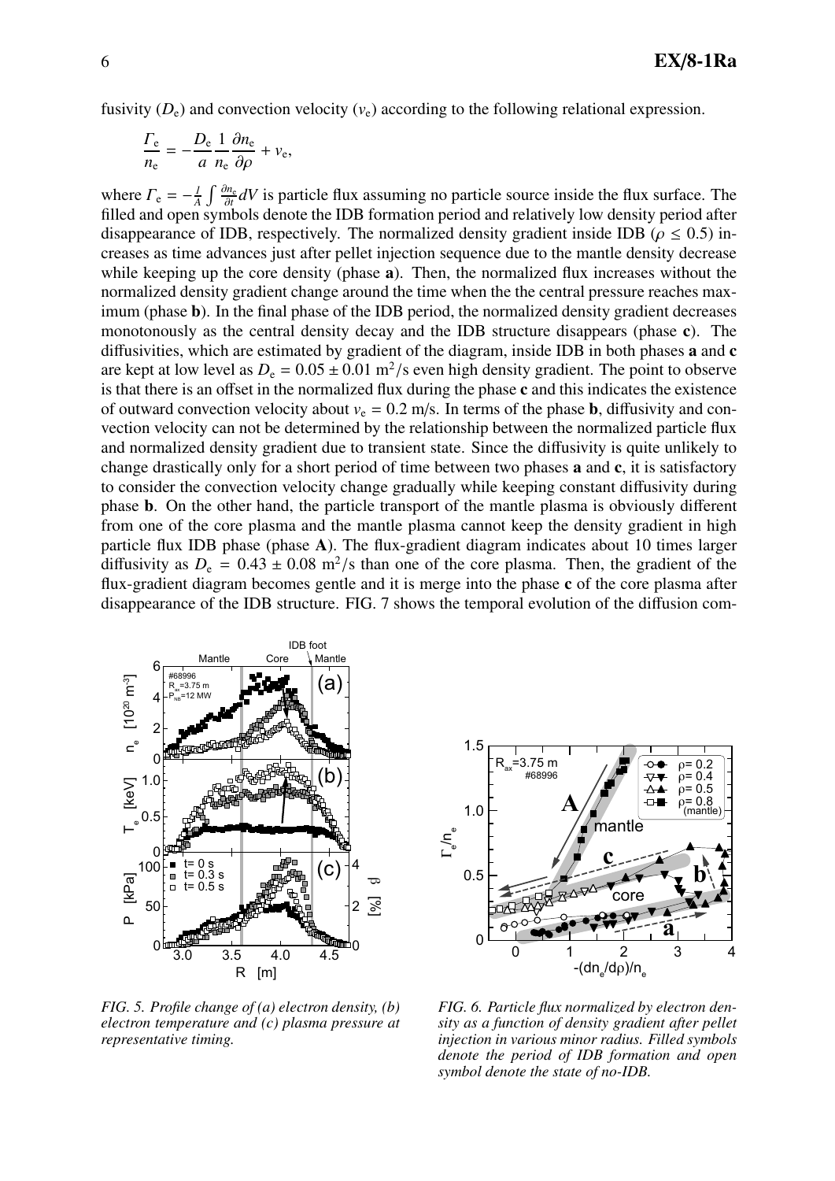fusivity ($D_e$) and convection velocity ($v_e$) according to the following relational expression.

$$\frac{\Gamma_e}{n_e} = -\frac{D_e}{a}\frac{1}{n_e}\frac{\partial n_e}{\partial \rho} + v_e,$$

where $\Gamma_e = -\frac{1}{A}\int \frac{\partial n_e}{\partial t} dV$ is particle flux assuming no particle source inside the flux surface. The filled and open symbols denote the IDB formation period and relatively low density period after disappearance of IDB, respectively. The normalized density gradient inside IDB ($\rho \leq 0.5$) increases as time advances just after pellet injection sequence due to the mantle density decrease while keeping up the core density (phase **a**). Then, the normalized flux increases without the normalized density gradient change around the time when the the central pressure reaches maximum (phase **b**). In the final phase of the IDB period, the normalized density gradient decreases monotonously as the central density decay and the IDB structure disappears (phase **c**). The diffusivities, which are estimated by gradient of the diagram, inside IDB in both phases **a** and **c** are kept at low level as $D_e = 0.05 \pm 0.01$ m$^2$/s even high density gradient. The point to observe is that there is an offset in the normalized flux during the phase **c** and this indicates the existence of outward convection velocity about $v_e = 0.2$ m/s. In terms of the phase **b**, diffusivity and convection velocity can not be determined by the relationship between the normalized particle flux and normalized density gradient due to transient state. Since the diffusivity is quite unlikely to change drastically only for a short period of time between two phases **a** and **c**, it is satisfactory to consider the convection velocity change gradually while keeping constant diffusivity during phase **b**. On the other hand, the particle transport of the mantle plasma is obviously different from one of the core plasma and the mantle plasma cannot keep the density gradient in high particle flux IDB phase (phase **A**). The flux-gradient diagram indicates about 10 times larger diffusivity as $D_e = 0.43 \pm 0.08$ m$^2$/s than one of the core plasma. Then, the gradient of the flux-gradient diagram becomes gentle and it is merge into the phase **c** of the core plasma after disappearance of the IDB structure. FIG. 7 shows the temporal evolution of the diffusion com-

*FIG. 5. Profile change of (a) electron density, (b) electron temperature and (c) plasma pressure at representative timing.*

*FIG. 6. Particle flux normalized by electron density as a function of density gradient after pellet injection in various minor radius. Filled symbols denote the period of IDB formation and open symbol denote the state of no-IDB.*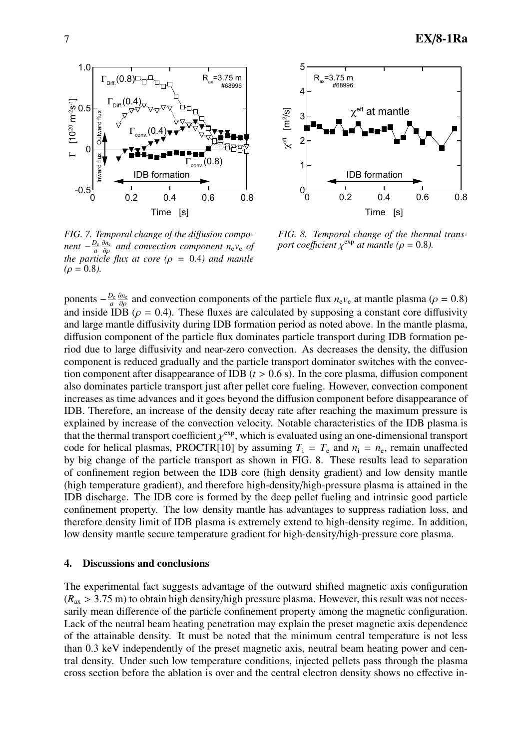*FIG. 7. Temporal change of the diffusion component $-\frac{D_e}{a}\frac{\partial n_e}{\partial \rho}$ and convection component $n_e v_e$ of the particle flux at core ($\rho = 0.4$) and mantle ($\rho = 0.8$).*

*FIG. 8. Temporal change of the thermal transport coefficient $\chi^{\exp}$ at mantle ($\rho = 0.8$).*

ponents $-\frac{D_e}{a}\frac{\partial n_e}{\partial \rho}$ and convection components of the particle flux $n_e v_e$ at mantle plasma ($\rho = 0.8$) and inside IDB ($\rho = 0.4$). These fluxes are calculated by supposing a constant core diffusivity and large mantle diffusivity during IDB formation period as noted above. In the mantle plasma, diffusion component of the particle flux dominates particle transport during IDB formation period due to large diffusivity and near-zero convection. As decreases the density, the diffusion component is reduced gradually and the particle transport dominator switches with the convection component after disappearance of IDB ($t > 0.6$ s). In the core plasma, diffusion component also dominates particle transport just after pellet core fueling. However, convection component increases as time advances and it goes beyond the diffusion component before disappearance of IDB. Therefore, an increase of the density decay rate after reaching the maximum pressure is explained by increase of the convection velocity. Notable characteristics of the IDB plasma is that the thermal transport coefficient $\chi^{\exp}$, which is evaluated using an one-dimensional transport code for helical plasmas, PROCTR[10] by assuming $T_i = T_e$ and $n_i = n_e$, remain unaffected by big change of the particle transport as shown in FIG. 8. These results lead to separation of confinement region between the IDB core (high density gradient) and low density mantle (high temperature gradient), and therefore high-density/high-pressure plasma is attained in the IDB discharge. The IDB core is formed by the deep pellet fueling and intrinsic good particle confinement property. The low density mantle has advantages to suppress radiation loss, and therefore density limit of IDB plasma is extremely extend to high-density regime. In addition, low density mantle secure temperature gradient for high-density/high-pressure core plasma.

## 4. Discussions and conclusions

The experimental fact suggests advantage of the outward shifted magnetic axis configuration ($R_{ax} > 3.75$ m) to obtain high density/high pressure plasma. However, this result was not necessarily mean difference of the particle confinement property among the magnetic configuration. Lack of the neutral beam heating penetration may explain the preset magnetic axis dependence of the attainable density. It must be noted that the minimum central temperature is not less than 0.3 keV independently of the preset magnetic axis, neutral beam heating power and central density. Under such low temperature conditions, injected pellets pass through the plasma cross section before the ablation is over and the central electron density shows no effective in-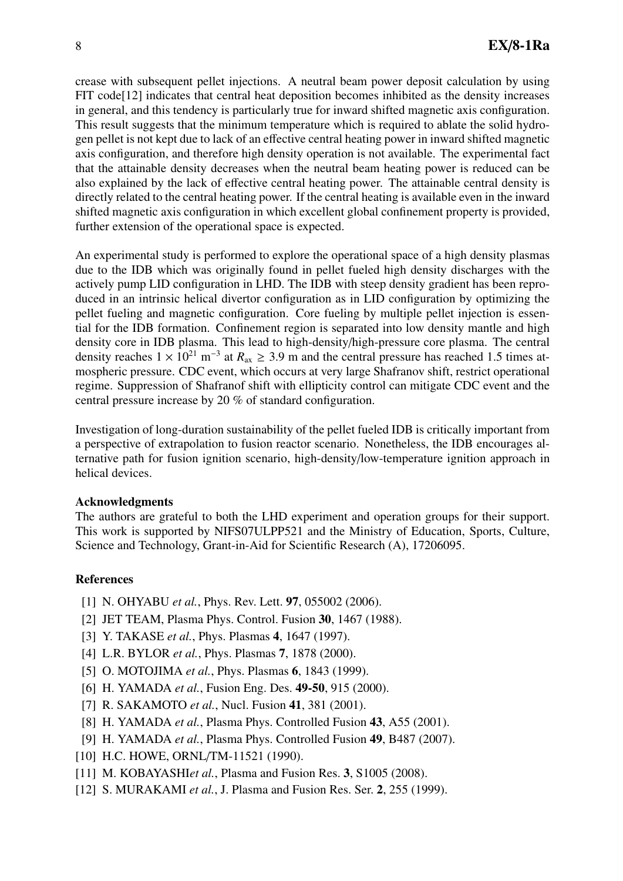crease with subsequent pellet injections. A neutral beam power deposit calculation by using FIT code[12] indicates that central heat deposition becomes inhibited as the density increases in general, and this tendency is particularly true for inward shifted magnetic axis configuration. This result suggests that the minimum temperature which is required to ablate the solid hydrogen pellet is not kept due to lack of an effective central heating power in inward shifted magnetic axis configuration, and therefore high density operation is not available. The experimental fact that the attainable density decreases when the neutral beam heating power is reduced can be also explained by the lack of effective central heating power. The attainable central density is directly related to the central heating power. If the central heating is available even in the inward shifted magnetic axis configuration in which excellent global confinement property is provided, further extension of the operational space is expected.

An experimental study is performed to explore the operational space of a high density plasmas due to the IDB which was originally found in pellet fueled high density discharges with the actively pump LID configuration in LHD. The IDB with steep density gradient has been reproduced in an intrinsic helical divertor configuration as in LID configuration by optimizing the pellet fueling and magnetic configuration. Core fueling by multiple pellet injection is essential for the IDB formation. Confinement region is separated into low density mantle and high density core in IDB plasma. This lead to high-density/high-pressure core plasma. The central density reaches $1 \times 10^{21}$ m$^{-3}$ at $R_{ax} \geq 3.9$ m and the central pressure has reached 1.5 times atmospheric pressure. CDC event, which occurs at very large Shafranov shift, restrict operational regime. Suppression of Shafranof shift with ellipticity control can mitigate CDC event and the central pressure increase by 20 % of standard configuration.

Investigation of long-duration sustainability of the pellet fueled IDB is critically important from a perspective of extrapolation to fusion reactor scenario. Nonetheless, the IDB encourages alternative path for fusion ignition scenario, high-density/low-temperature ignition approach in helical devices.

**Acknowledgments**

The authors are grateful to both the LHD experiment and operation groups for their support. This work is supported by NIFS07ULPP521 and the Ministry of Education, Sports, Culture, Science and Technology, Grant-in-Aid for Scientific Research (A), 17206095.

**References**

[1] N. OHYABU *et al.*, Phys. Rev. Lett. **97**, 055002 (2006).

[2] JET TEAM, Plasma Phys. Control. Fusion **30**, 1467 (1988).

[3] Y. TAKASE *et al.*, Phys. Plasmas **4**, 1647 (1997).

[4] L.R. BYLOR *et al.*, Phys. Plasmas **7**, 1878 (2000).

[5] O. MOTOJIMA *et al.*, Phys. Plasmas **6**, 1843 (1999).

[6] H. YAMADA *et al.*, Fusion Eng. Des. **49-50**, 915 (2000).

[7] R. SAKAMOTO *et al.*, Nucl. Fusion **41**, 381 (2001).

[8] H. YAMADA *et al.*, Plasma Phys. Controlled Fusion **43**, A55 (2001).

[9] H. YAMADA *et al.*, Plasma Phys. Controlled Fusion **49**, B487 (2007).

[10] H.C. HOWE, ORNL/TM-11521 (1990).

[11] M. KOBAYASHI*et al.*, Plasma and Fusion Res. **3**, S1005 (2008).

[12] S. MURAKAMI *et al.*, J. Plasma and Fusion Res. Ser. **2**, 255 (1999).